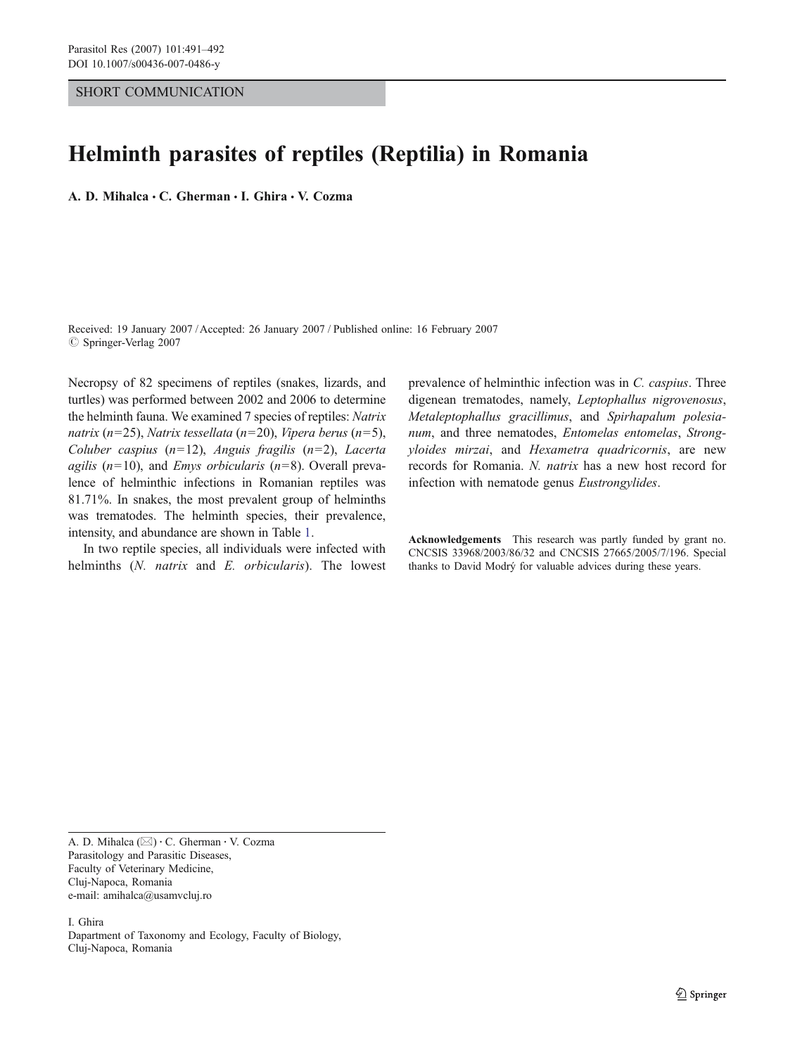SHORT COMMUNICATION

# Helminth parasites of reptiles (Reptilia) in Romania

A. D. Mihalca · C. Gherman · I. Ghira · V. Cozma

Received: 19 January 2007 / Accepted: 26 January 2007 / Published online: 16 February 2007
© Springer-Verlag 2007

Necropsy of 82 specimens of reptiles (snakes, lizards, and turtles) was performed between 2002 and 2006 to determine the helminth fauna. We examined 7 species of reptiles: *Natrix natrix* ($n$=25), *Natrix tessellata* ($n$=20), *Vipera berus* ($n$=5), *Coluber caspius* ($n$=12), *Anguis fragilis* ($n$=2), *Lacerta agilis* ($n$=10), and *Emys orbicularis* ($n$=8). Overall prevalence of helminthic infections in Romanian reptiles was 81.71%. In snakes, the most prevalent group of helminths was trematodes. The helminth species, their prevalence, intensity, and abundance are shown in Table 1.

In two reptile species, all individuals were infected with helminths (*N. natrix* and *E. orbicularis*). The lowest prevalence of helminthic infection was in *C. caspius*. Three digenean trematodes, namely, *Leptophallus nigrovenosus*, *Metaleptophallus gracillimus*, and *Spirhapalum polesianum*, and three nematodes, *Entomelas entomelas*, *Strongyloides mirzai*, and *Hexametra quadricornis*, are new records for Romania. *N. natrix* has a new host record for infection with nematode genus *Eustrongylides*.

**Acknowledgements** This research was partly funded by grant no. CNCSIS 33968/2003/86/32 and CNCSIS 27665/2005/7/196. Special thanks to David Modrý for valuable advices during these years.

A. D. Mihalca (✉) · C. Gherman · V. Cozma
Parasitology and Parasitic Diseases,
Faculty of Veterinary Medicine,
Cluj-Napoca, Romania
e-mail: amihalca@usamvcluj.ro

I. Ghira
Dapartment of Taxonomy and Ecology, Faculty of Biology,
Cluj-Napoca, Romania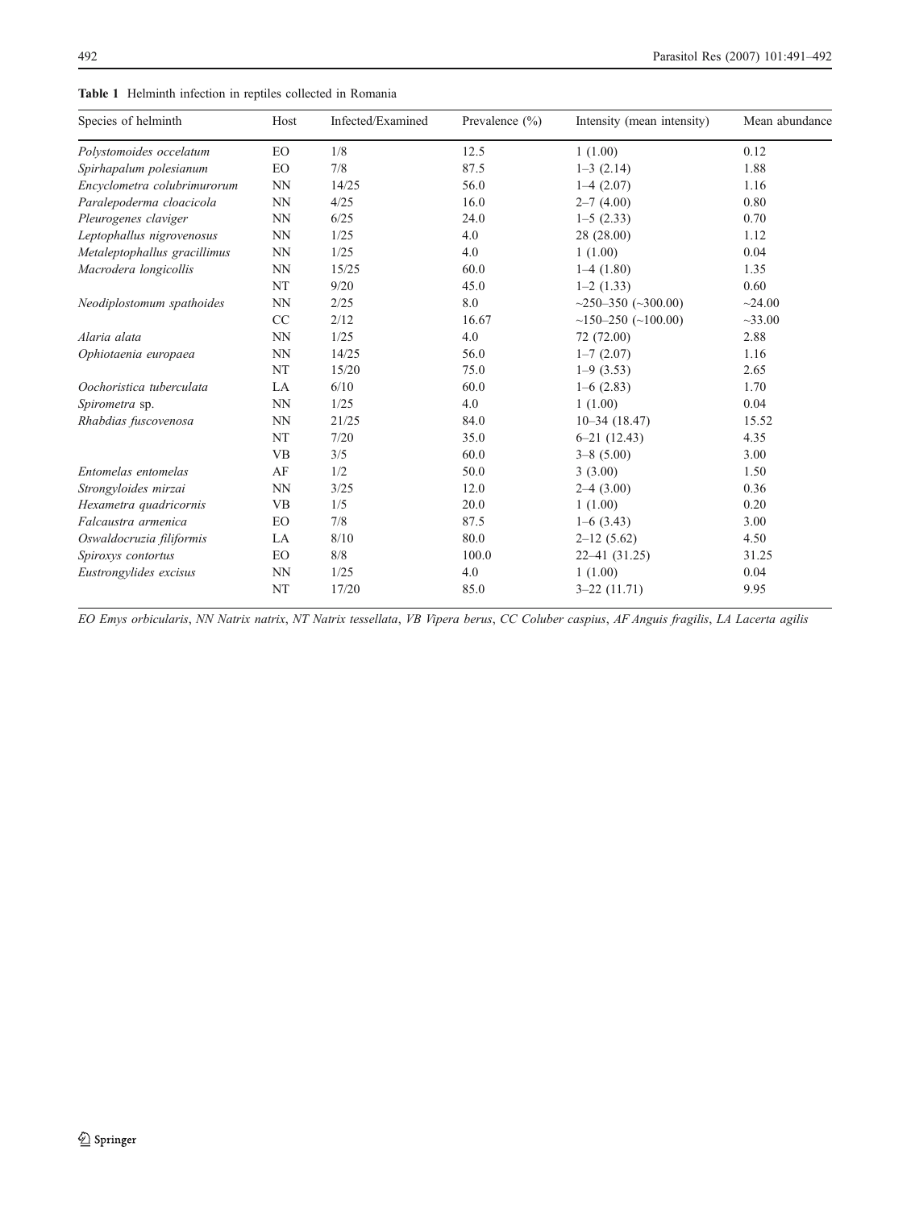**Table 1** Helminth infection in reptiles collected in Romania

| Species of helminth | Host | Infected/Examined | Prevalence (%) | Intensity (mean intensity) | Mean abundance |
|---|---|---|---|---|---|
| *Polystomoides occelatum* | EO | 1/8 | 12.5 | 1 (1.00) | 0.12 |
| *Spirhapalum polesianum* | EO | 7/8 | 87.5 | 1–3 (2.14) | 1.88 |
| *Encyclometra colubrimurorum* | NN | 14/25 | 56.0 | 1–4 (2.07) | 1.16 |
| *Paralepoderma cloacicola* | NN | 4/25 | 16.0 | 2–7 (4.00) | 0.80 |
| *Pleurogenes claviger* | NN | 6/25 | 24.0 | 1–5 (2.33) | 0.70 |
| *Leptophallus nigrovenosus* | NN | 1/25 | 4.0 | 28 (28.00) | 1.12 |
| *Metaleptophallus gracillimus* | NN | 1/25 | 4.0 | 1 (1.00) | 0.04 |
| *Macrodera longicollis* | NN | 15/25 | 60.0 | 1–4 (1.80) | 1.35 |
| | NT | 9/20 | 45.0 | 1–2 (1.33) | 0.60 |
| *Neodiplostomum spathoides* | NN | 2/25 | 8.0 | ~250–350 (~300.00) | ~24.00 |
| | CC | 2/12 | 16.67 | ~150–250 (~100.00) | ~33.00 |
| *Alaria alata* | NN | 1/25 | 4.0 | 72 (72.00) | 2.88 |
| *Ophiotaenia europaea* | NN | 14/25 | 56.0 | 1–7 (2.07) | 1.16 |
| | NT | 15/20 | 75.0 | 1–9 (3.53) | 2.65 |
| *Oochoristica tuberculata* | LA | 6/10 | 60.0 | 1–6 (2.83) | 1.70 |
| *Spirometra* sp. | NN | 1/25 | 4.0 | 1 (1.00) | 0.04 |
| *Rhabdias fuscovenosa* | NN | 21/25 | 84.0 | 10–34 (18.47) | 15.52 |
| | NT | 7/20 | 35.0 | 6–21 (12.43) | 4.35 |
| | VB | 3/5 | 60.0 | 3–8 (5.00) | 3.00 |
| *Entomelas entomelas* | AF | 1/2 | 50.0 | 3 (3.00) | 1.50 |
| *Strongyloides mirzai* | NN | 3/25 | 12.0 | 2–4 (3.00) | 0.36 |
| *Hexametra quadricornis* | VB | 1/5 | 20.0 | 1 (1.00) | 0.20 |
| *Falcaustra armenica* | EO | 7/8 | 87.5 | 1–6 (3.43) | 3.00 |
| *Oswaldocruzia filiformis* | LA | 8/10 | 80.0 | 2–12 (5.62) | 4.50 |
| *Spiroxys contortus* | EO | 8/8 | 100.0 | 22–41 (31.25) | 31.25 |
| *Eustrongylides excisus* | NN | 1/25 | 4.0 | 1 (1.00) | 0.04 |
| | NT | 17/20 | 85.0 | 3–22 (11.71) | 9.95 |

*EO Emys orbicularis*, *NN Natrix natrix*, *NT Natrix tessellata*, *VB Vipera berus*, *CC Coluber caspius*, *AF Anguis fragilis*, *LA Lacerta agilis*